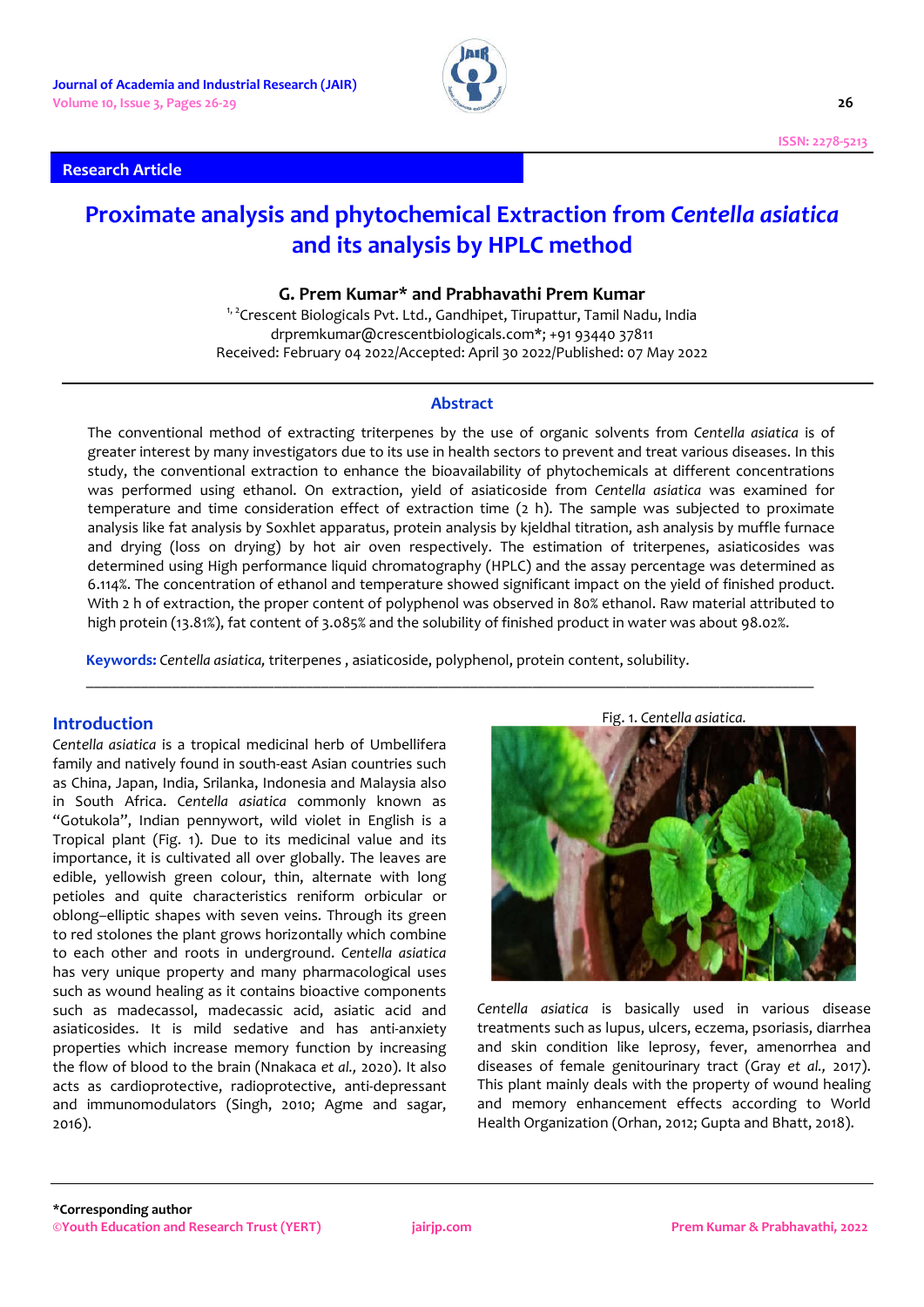Research Article

# Proximate analysis and phytochemical Extraction from *Centella asiatica* and its analysis by HPLC method

**G. Prem Kumar* and Prabhavathi Prem Kumar**

[1, 2]Crescent Biologicals Pvt. Ltd., Gandhipet, Tirupattur, Tamil Nadu, India
drpremkumar@crescentbiologicals.com*; +91 93440 37811
Received: February 04 2022/Accepted: April 30 2022/Published: 07 May 2022

## Abstract

The conventional method of extracting triterpenes by the use of organic solvents from *Centella asiatica* is of greater interest by many investigators due to its use in health sectors to prevent and treat various diseases. In this study, the conventional extraction to enhance the bioavailability of phytochemicals at different concentrations was performed using ethanol. On extraction, yield of asiaticoside from *Centella asiatica* was examined for temperature and time consideration effect of extraction time (2 h). The sample was subjected to proximate analysis like fat analysis by Soxhlet apparatus, protein analysis by kjeldhal titration, ash analysis by muffle furnace and drying (loss on drying) by hot air oven respectively. The estimation of triterpenes, asiaticosides was determined using High performance liquid chromatography (HPLC) and the assay percentage was determined as 6.114%. The concentration of ethanol and temperature showed significant impact on the yield of finished product. With 2 h of extraction, the proper content of polyphenol was observed in 80% ethanol. Raw material attributed to high protein (13.81%), fat content of 3.085% and the solubility of finished product in water was about 98.02%.

**Keywords:** *Centella asiatica,* triterpenes , asiaticoside, polyphenol, protein content, solubility.

## Introduction

*Centella asiatica* is a tropical medicinal herb of Umbellifera family and natively found in south-east Asian countries such as China, Japan, India, Srilanka, Indonesia and Malaysia also in South Africa. *Centella asiatica* commonly known as "Gotukola", Indian pennywort, wild violet in English is a Tropical plant (Fig. 1). Due to its medicinal value and its importance, it is cultivated all over globally. The leaves are edible, yellowish green colour, thin, alternate with long petioles and quite characteristics reniform orbicular or oblong–elliptic shapes with seven veins. Through its green to red stolones the plant grows horizontally which combine to each other and roots in underground. *Centella asiatica* has very unique property and many pharmacological uses such as wound healing as it contains bioactive components such as madecassol, madecassic acid, asiatic acid and asiaticosides. It is mild sedative and has anti-anxiety properties which increase memory function by increasing the flow of blood to the brain (Nnakaca *et al.,* 2020). It also acts as cardioprotective, radioprotective, anti-depressant and immunomodulators (Singh, 2010; Agme and sagar, 2016).

Fig. 1. *Centella asiatica.*

*Centella asiatica* is basically used in various disease treatments such as lupus, ulcers, eczema, psoriasis, diarrhea and skin condition like leprosy, fever, amenorrhea and diseases of female genitourinary tract (Gray *et al.,* 2017). This plant mainly deals with the property of wound healing and memory enhancement effects according to World Health Organization (Orhan, 2012; Gupta and Bhatt, 2018).

*Corresponding author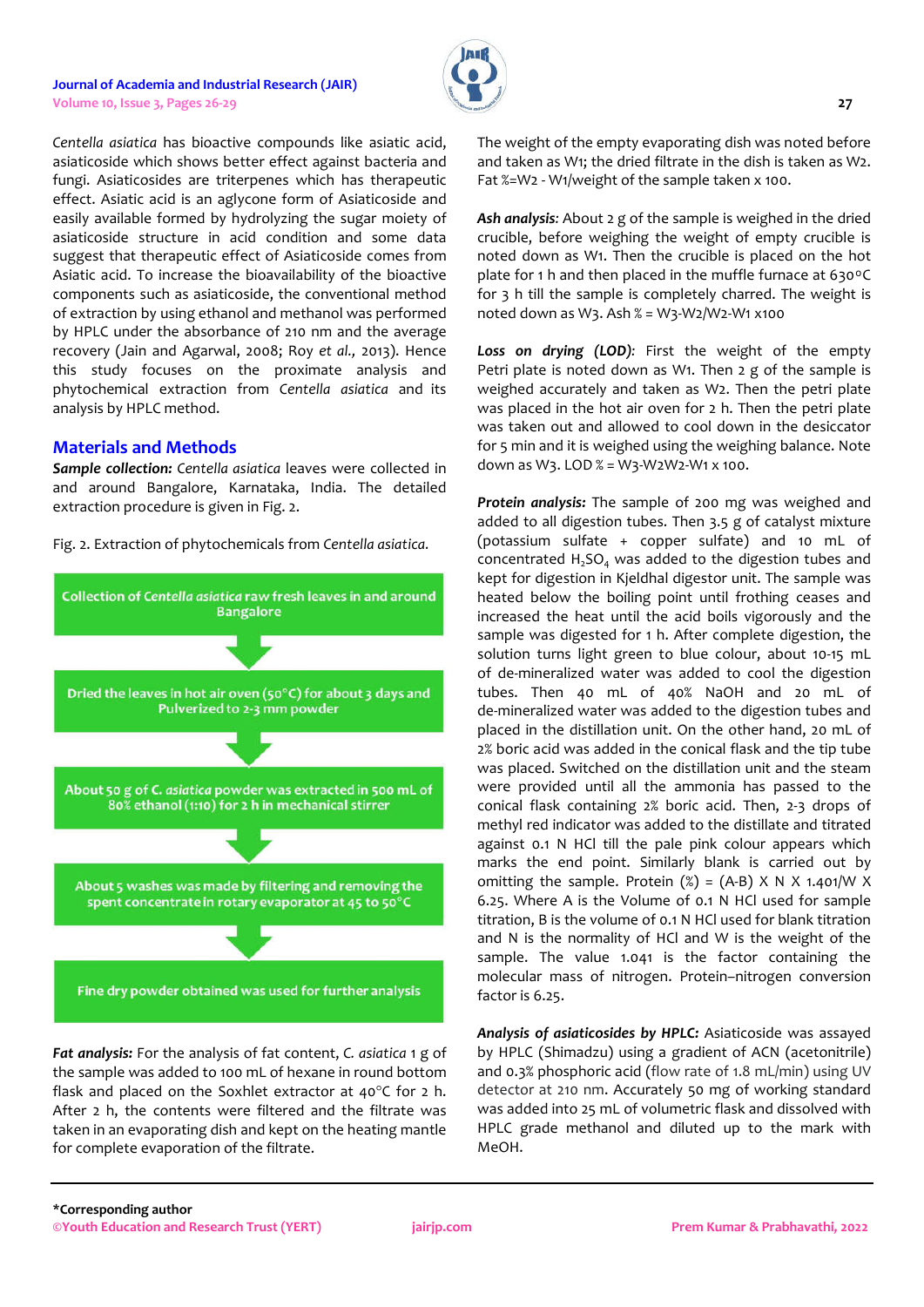*Centella asiatica* has bioactive compounds like asiatic acid, asiaticoside which shows better effect against bacteria and fungi. Asiaticosides are triterpenes which has therapeutic effect. Asiatic acid is an aglycone form of Asiaticoside and easily available formed by hydrolyzing the sugar moiety of asiaticoside structure in acid condition and some data suggest that therapeutic effect of Asiaticoside comes from Asiatic acid. To increase the bioavailability of the bioactive components such as asiaticoside, the conventional method of extraction by using ethanol and methanol was performed by HPLC under the absorbance of 210 nm and the average recovery (Jain and Agarwal, 2008; Roy *et al.,* 2013). Hence this study focuses on the proximate analysis and phytochemical extraction from *Centella asiatica* and its analysis by HPLC method.

## Materials and Methods

***Sample collection:*** *Centella asiatica* leaves were collected in and around Bangalore, Karnataka, India. The detailed extraction procedure is given in Fig. 2.

Fig. 2. Extraction of phytochemicals from *Centella asiatica*.

Collection of *Centella asiatica* raw fresh leaves in and around Bangalore

↓

Dried the leaves in hot air oven (50°C) for about 3 days and Pulverized to 2-3 mm powder

↓

About 50 g of *C. asiatica* powder was extracted in 500 mL of 80% ethanol (1:10) for 2 h in mechanical stirrer

↓

About 5 washes was made by filtering and removing the spent concentrate in rotary evaporator at 45 to 50°C

↓

Fine dry powder obtained was used for further analysis

***Fat analysis:*** For the analysis of fat content, *C. asiatica* 1 g of the sample was added to 100 mL of hexane in round bottom flask and placed on the Soxhlet extractor at 40°C for 2 h. After 2 h, the contents were filtered and the filtrate was taken in an evaporating dish and kept on the heating mantle for complete evaporation of the filtrate.

The weight of the empty evaporating dish was noted before and taken as W1; the dried filtrate in the dish is taken as W2. Fat %=W2 - W1/weight of the sample taken x 100.

***Ash analysis:*** About 2 g of the sample is weighed in the dried crucible, before weighing the weight of empty crucible is noted down as W1. Then the crucible is placed on the hot plate for 1 h and then placed in the muffle furnace at 630°C for 3 h till the sample is completely charred. The weight is noted down as W3. Ash % = W3-W2/W2-W1 x100

***Loss on drying (LOD):*** First the weight of the empty Petri plate is noted down as W1. Then 2 g of the sample is weighed accurately and taken as W2. Then the petri plate was placed in the hot air oven for 2 h. Then the petri plate was taken out and allowed to cool down in the desiccator for 5 min and it is weighed using the weighing balance. Note down as W3. LOD % = W3-W2W2-W1 x 100.

***Protein analysis:*** The sample of 200 mg was weighed and added to all digestion tubes. Then 3.5 g of catalyst mixture (potassium sulfate + copper sulfate) and 10 mL of concentrated $H_2SO_4$ was added to the digestion tubes and kept for digestion in Kjeldhal digestor unit. The sample was heated below the boiling point until frothing ceases and increased the heat until the acid boils vigorously and the sample was digested for 1 h. After complete digestion, the solution turns light green to blue colour, about 10-15 mL of de-mineralized water was added to cool the digestion tubes. Then 40 mL of 40% NaOH and 20 mL of de-mineralized water was added to the digestion tubes and placed in the distillation unit. On the other hand, 20 mL of 2% boric acid was added in the conical flask and the tip tube was placed. Switched on the distillation unit and the steam were provided until all the ammonia has passed to the conical flask containing 2% boric acid. Then, 2-3 drops of methyl red indicator was added to the distillate and titrated against 0.1 N HCl till the pale pink colour appears which marks the end point. Similarly blank is carried out by omitting the sample. Protein (%) = (A-B) X N X 1.401/W X 6.25. Where A is the Volume of 0.1 N HCl used for sample titration, B is the volume of 0.1 N HCl used for blank titration and N is the normality of HCl and W is the weight of the sample. The value 1.041 is the factor containing the molecular mass of nitrogen. Protein–nitrogen conversion factor is 6.25.

***Analysis of asiaticosides by HPLC:*** Asiaticoside was assayed by HPLC (Shimadzu) using a gradient of ACN (acetonitrile) and 0.3% phosphoric acid (flow rate of 1.8 mL/min) using UV detector at 210 nm. Accurately 50 mg of working standard was added into 25 mL of volumetric flask and dissolved with HPLC grade methanol and diluted up to the mark with MeOH.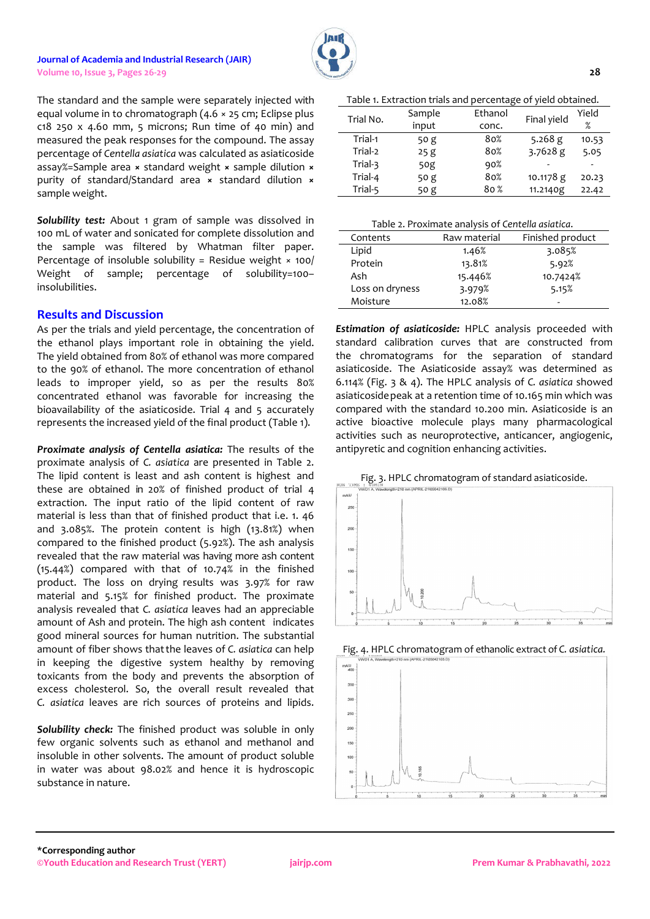The standard and the sample were separately injected with equal volume in to chromatograph (4.6 × 25 cm; Eclipse plus c18 250 x 4.60 mm, 5 microns; Run time of 40 min) and measured the peak responses for the compound. The assay percentage of *Centella asiatica* was calculated as asiaticoside assay%=Sample area × standard weight × sample dilution × purity of standard/Standard area × standard dilution × sample weight.

***Solubility test:*** About 1 gram of sample was dissolved in 100 mL of water and sonicated for complete dissolution and the sample was filtered by Whatman filter paper. Percentage of insoluble solubility = Residue weight × 100/ Weight of sample; percentage of solubility=100–insolubilities.

## Results and Discussion

As per the trials and yield percentage, the concentration of the ethanol plays important role in obtaining the yield. The yield obtained from 80% of ethanol was more compared to the 90% of ethanol. The more concentration of ethanol leads to improper yield, so as per the results 80% concentrated ethanol was favorable for increasing the bioavailability of the asiaticoside. Trial 4 and 5 accurately represents the increased yield of the final product (Table 1).

***Proximate analysis of Centella asiatica:*** The results of the proximate analysis of *C. asiatica* are presented in Table 2. The lipid content is least and ash content is highest and these are obtained in 20% of finished product of trial 4 extraction. The input ratio of the lipid content of raw material is less than that of finished product that i.e. 1. 46 and 3.085%. The protein content is high (13.81%) when compared to the finished product (5.92%). The ash analysis revealed that the raw material was having more ash content (15.44%) compared with that of 10.74% in the finished product. The loss on drying results was 3.97% for raw material and 5.15% for finished product. The proximate analysis revealed that *C. asiatica* leaves had an appreciable amount of Ash and protein. The high ash content indicates good mineral sources for human nutrition. The substantial amount of fiber shows that the leaves of *C. asiatica* can help in keeping the digestive system healthy by removing toxicants from the body and prevents the absorption of excess cholesterol. So, the overall result revealed that *C. asiatica* leaves are rich sources of proteins and lipids.

***Solubility check:*** The finished product was soluble in only few organic solvents such as ethanol and methanol and insoluble in other solvents. The amount of product soluble in water was about 98.02% and hence it is hydroscopic substance in nature.

Table 1. Extraction trials and percentage of yield obtained.

| Trial No. | Sample input | Ethanol conc. | Final yield | Yield % |
|---|---|---|---|---|
| Trial-1 | 50 g | 80% | 5.268 g | 10.53 |
| Trial-2 | 25 g | 80% | 3.7628 g | 5.05 |
| Trial-3 | 50g | 90% | - | - |
| Trial-4 | 50 g | 80% | 10.1178 g | 20.23 |
| Trial-5 | 50 g | 80 % | 11.2140g | 22.42 |

Table 2. Proximate analysis of *Centella asiatica*.

| Contents | Raw material | Finished product |
|---|---|---|
| Lipid | 1.46% | 3.085% |
| Protein | 13.81% | 5.92% |
| Ash | 15.446% | 10.7424% |
| Loss on dryness | 3.979% | 5.15% |
| Moisture | 12.08% | - |

***Estimation of asiaticoside:*** HPLC analysis proceeded with standard calibration curves that are constructed from the chromatograms for the separation of standard asiaticoside. The Asiaticoside assay% was determined as 6.114% (Fig. 3 & 4). The HPLC analysis of *C. asiatica* showed asiaticoside peak at a retention time of 10.165 min which was compared with the standard 10.200 min. Asiaticoside is an active bioactive molecule plays many pharmacological activities such as neuroprotective, anticancer, angiogenic, antipyretic and cognition enhancing activities.

Fig. 3. HPLC chromatogram of standard asiaticoside.

Fig. 4. HPLC chromatogram of ethanolic extract of *C. asiatica*.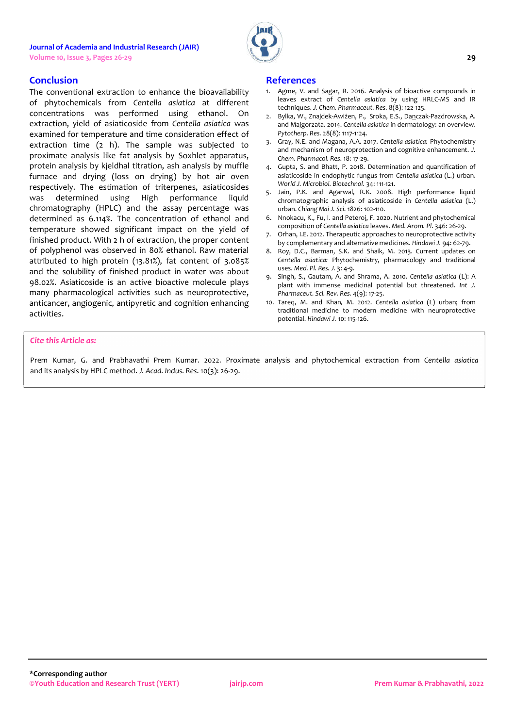## Conclusion

The conventional extraction to enhance the bioavailability of phytochemicals from *Centella asiatica* at different concentrations was performed using ethanol. On extraction, yield of asiaticoside from *Centella asiatica* was examined for temperature and time consideration effect of extraction time (2 h). The sample was subjected to proximate analysis like fat analysis by Soxhlet apparatus, protein analysis by kjeldhal titration, ash analysis by muffle furnace and drying (loss on drying) by hot air oven respectively. The estimation of triterpenes, asiaticosides was determined using High performance liquid chromatography (HPLC) and the assay percentage was determined as 6.114%. The concentration of ethanol and temperature showed significant impact on the yield of finished product. With 2 h of extraction, the proper content of polyphenol was observed in 80% ethanol. Raw material attributed to high protein (13.81%), fat content of 3.085% and the solubility of finished product in water was about 98.02%. Asiaticoside is an active bioactive molecule plays many pharmacological activities such as neuroprotective, anticancer, angiogenic, antipyretic and cognition enhancing activities.

## References

1. Agme, V. and Sagar, R. 2016. Analysis of bioactive compounds in leaves extract of *Centella asiatica* by using HRLC-MS and IR techniques. *J. Chem. Pharmaceut. Res.* 8(8): 122-125.
2. Bylka, W., Znajdek-Awiżen, P., Sroka, E.S., Danczak-Pazdrowska, A. and Malgorzata. 2014. *Centella asiatica* in dermatology: an overview. *Pytotherp. Res.* 28(8): 1117-1124.
3. Gray, N.E. and Magana, A.A. 2017. *Centella asiatica:* Phytochemistry and mechanism of neuroprotection and cognitive enhancement. *J. Chem. Pharmacol. Res.* 18: 17-29.
4. Gupta, S. and Bhatt, P. 2018. Determination and quantification of asiaticoside in endophytic fungus from *Centella asiatica* (L.) urban. *World J. Microbiol. Biotechnol.* 34: 111-121.
5. Jain, P.K. and Agarwal, R.K. 2008. High performance liquid chromatographic analysis of asiaticoside in *Centella asiatica* (L.) urban. *Chiang Mai J. Sci.* 1826: 102-110.
6. Nnokacu, K., Fu, I. and Peteroj, F. 2020. Nutrient and phytochemical composition of *Centella asiatica* leaves. *Med. Arom. Pl.* 346: 26-29.
7. Orhan, I.E. 2012. Therapeutic approaches to neuroprotective activity by complementary and alternative medicines. *Hindawi J.* 94: 62-79.
8. Roy, D.C., Barman, S.K. and Shaik, M. 2013. Current updates on *Centella asiatica:* Phytochemistry, pharmacology and traditional uses. *Med. Pl. Res. J.* 3: 4-9.
9. Singh, S., Gautam, A. and Shrama, A. 2010. *Centella asiatica* (L): A plant with immense medicinal potential but threatened. *Int J. Pharmaceut. Sci. Rev. Res.* 4(9): 17-25.
10. Tareq, M. and Khan, M. 2012. *Centella asiatica* (L) urban; from traditional medicine to modern medicine with neuroprotective potential. *Hindawi J.* 10: 115-126.

***Cite this Article as:***

Prem Kumar, G. and Prabhavathi Prem Kumar. 2022. Proximate analysis and phytochemical extraction from *Centella asiatica* and its analysis by HPLC method. *J. Acad. Indus. Res.* 10(3): 26-29.

**\*Corresponding author**